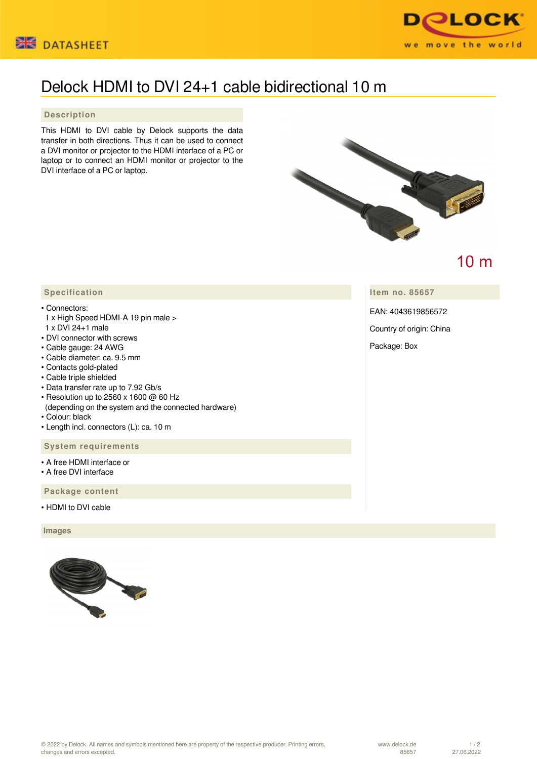DATASHEET

# Delock HDMI to DVI 24+1 cable bidirectional 10 m

## Description

This HDMI to DVI cable by Delock supports the data transfer in both directions. Thus it can be used to connect a DVI monitor or projector to the HDMI interface of a PC or laptop or to connect an HDMI monitor or projector to the DVI interface of a PC or laptop.

10 m

## Specification

- Connectors:
  1 x High Speed HDMI-A 19 pin male >
  1 x DVI 24+1 male
- DVI connector with screws
- Cable gauge: 24 AWG
- Cable diameter: ca. 9.5 mm
- Contacts gold-plated
- Cable triple shielded
- Data transfer rate up to 7.92 Gb/s
- Resolution up to 2560 x 1600 @ 60 Hz
  (depending on the system and the connected hardware)
- Colour: black
- Length incl. connectors (L): ca. 10 m

## System requirements

- A free HDMI interface or
- A free DVI interface

## Package content

- HDMI to DVI cable

## Item no. 85657

EAN: 4043619856572

Country of origin: China

Package: Box

## Images

© 2022 by Delock. All names and symbols mentioned here are property of the respective producer. Printing errors, changes and errors excepted.

www.delock.de 85657 27.06.2022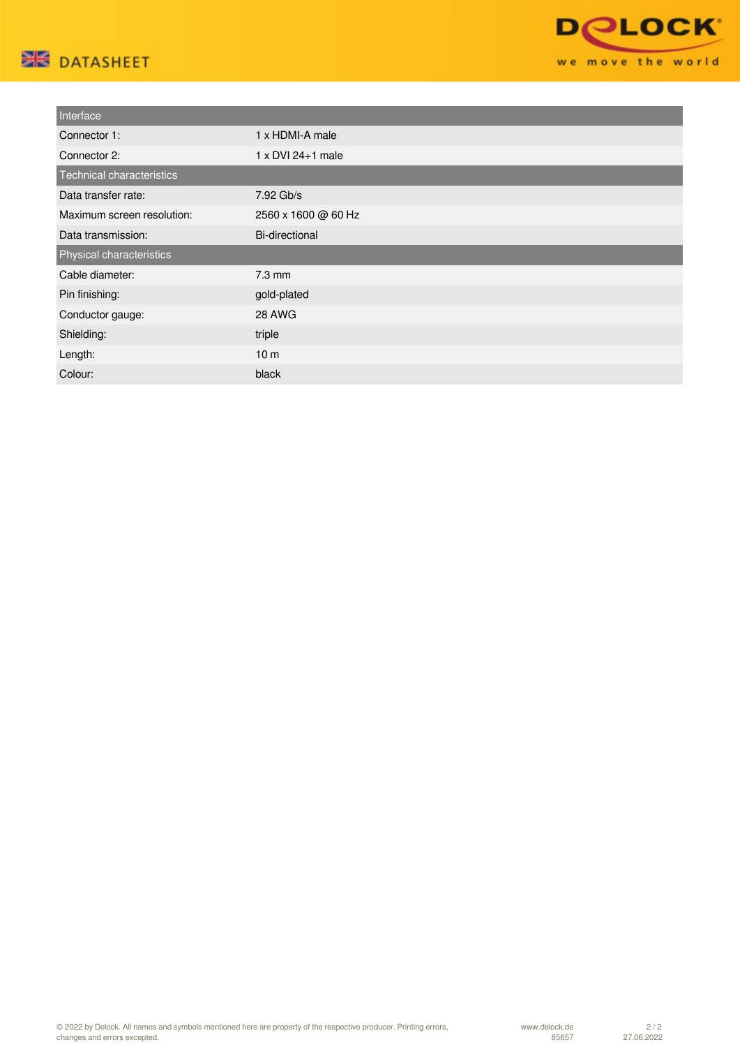| | |
|---|---|
| **Interface** | |
| Connector 1: | 1 x HDMI-A male |
| Connector 2: | 1 x DVI 24+1 male |
| **Technical characteristics** | |
| Data transfer rate: | 7.92 Gb/s |
| Maximum screen resolution: | 2560 x 1600 @ 60 Hz |
| Data transmission: | Bi-directional |
| **Physical characteristics** | |
| Cable diameter: | 7.3 mm |
| Pin finishing: | gold-plated |
| Conductor gauge: | 28 AWG |
| Shielding: | triple |
| Length: | 10 m |
| Colour: | black |